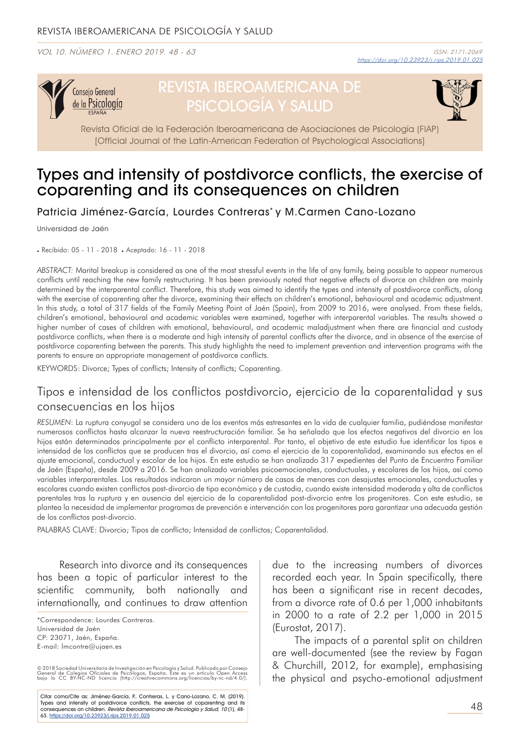# Types and intensity of postdivorce conflicts, the exercise of coparenting and its consequences on children

Patricia Jiménez-García, Lourdes Contreras* y M.Carmen Cano-Lozano

Universidad de Jaén

• Recibido: 05 - 11 - 2018 • Aceptado: 16 - 11 - 2018

*ABSTRACT:* Marital breakup is considered as one of the most stressful events in the life of any family, being possible to appear numerous conflicts until reaching the new family restructuring. It has been previously noted that negative effects of divorce on children are mainly determined by the interparental conflict. Therefore, this study was aimed to identify the types and intensity of postdivorce conflicts, along with the exercise of coparenting after the divorce, examining their effects on children's emotional, behavioural and academic adjustment. In this study, a total of 317 fields of the Family Meeting Point of Jaén (Spain), from 2009 to 2016, were analysed. From these fields, children's emotional, behavioural and academic variables were examined, together with interparental variables. The results showed a higher number of cases of children with emotional, behavioural, and academic maladjustment when there are financial and custody postdivorce conflicts, when there is a moderate and high intensity of parental conflicts after the divorce, and in absence of the exercise of postdivorce coparenting between the parents. This study highlights the need to implement prevention and intervention programs with the parents to ensure an appropriate management of postdivorce conflicts.

KEYWORDS: Divorce; Types of conflicts; Intensity of conflicts; Coparenting.

## Tipos e intensidad de los conflictos postdivorcio, ejercicio de la coparentalidad y sus consecuencias en los hijos

*RESUMEN*: La ruptura conyugal se considera uno de los eventos más estresantes en la vida de cualquier familia, pudiéndose manifestar numerosos conflictos hasta alcanzar la nueva reestructuración familiar. Se ha señalado que los efectos negativos del divorcio en los hijos están determinados principalmente por el conflicto interparental. Por tanto, el objetivo de este estudio fue identificar los tipos e intensidad de los conflictos que se producen tras el divorcio, así como el ejercicio de la coparentalidad, examinando sus efectos en el ajuste emocional, conductual y escolar de los hijos. En este estudio se han analizado 317 expedientes del Punto de Encuentro Familiar de Jaén (España), desde 2009 a 2016. Se han analizado variables psicoemocionales, conductuales, y escolares de los hijos, así como variables interparentales. Los resultados indicaron un mayor número de casos de menores con desajustes emocionales, conductuales y escolares cuando existen conflictos post-divorcio de tipo económico y de custodia, cuando existe intensidad moderada y alta de conflictos parentales tras la ruptura y en ausencia del ejercicio de la coparentalidad post-divorcio entre los progenitores. Con este estudio, se plantea la necesidad de implementar programas de prevención e intervención con los progenitores para garantizar una adecuada gestión de los conflictos post-divorcio.

PALABRAS CLAVE: Divorcio; Tipos de conflicto; Intensidad de conflictos; Coparentalidad.

Research into divorce and its consequences has been a topic of particular interest to the scientific community, both nationally and internationally, and continues to draw attention due to the increasing numbers of divorces recorded each year. In Spain specifically, there has been a significant rise in recent decades, from a divorce rate of 0.6 per 1,000 inhabitants in 2000 to a rate of 2.2 per 1,000 in 2015 (Eurostat, 2017).

The impacts of a parental split on children are well-documented (see the review by Fagan & Churchill, 2012, for example), emphasising the physical and psycho-emotional adjustment

*Correspondence: Lourdes Contreras.
Universidad de Jaén
CP: 23071, Jaén, España.
E-mail: lmcontre@ujaen.es

© 2018 Sociedad Universitaria de Investigación en Psicología y Salud. Publicado por Consejo General de Colegios Oficiales de Psicólogos, España. Este es un artículo Open Access bajo la CC BY-NC-ND licencia (http://creativecommons.org/licencias/by-nc-nd/4.0/).

Citar como/Cite as: Jiménez-García, P., Contreras, L. y Cano-Lozano, C. M. (2019). Types and intensity of postdivorce conflicts, the exercise of coparenting and its consequences on children. *Revista Iberoamericana de Psicología y Salud, 10* (1), 48-63. https://doi.org/10.23923/j.rips.2019.01.025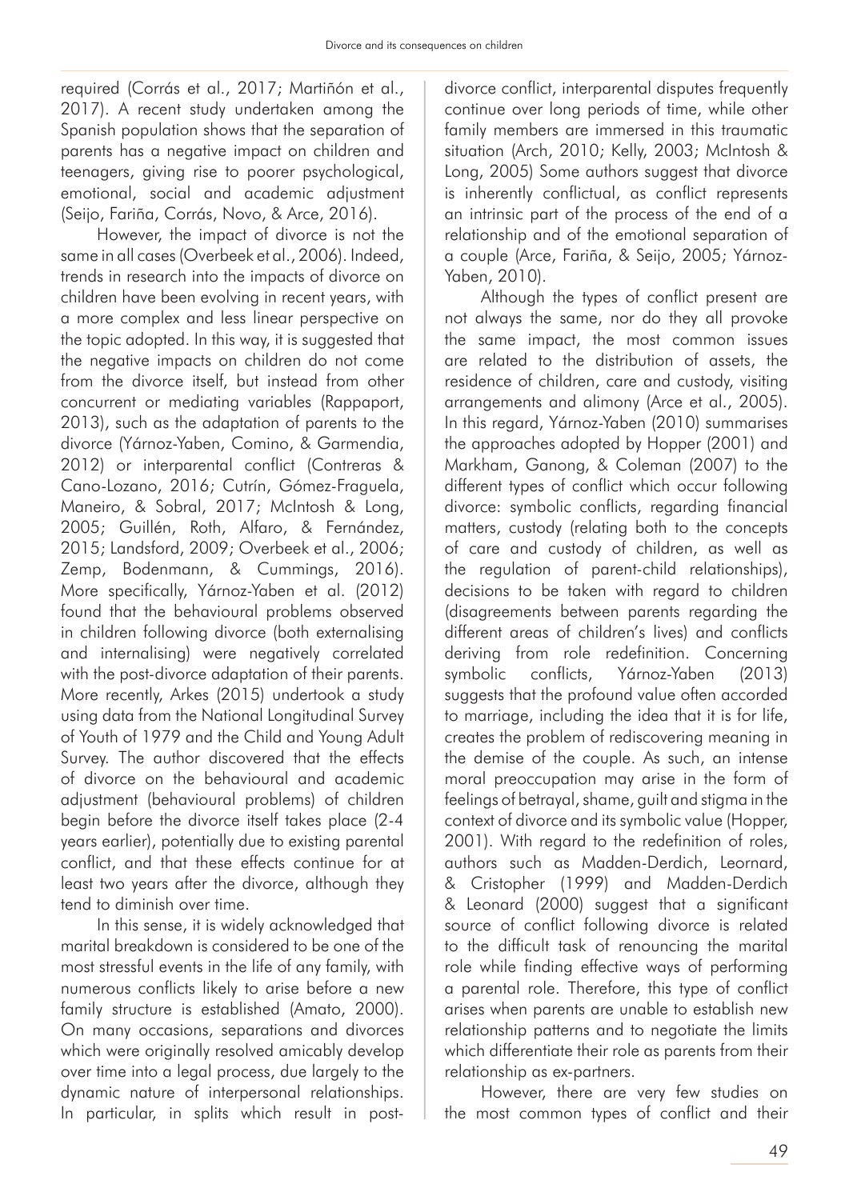required (Corrás et al., 2017; Martiñón et al., 2017). A recent study undertaken among the Spanish population shows that the separation of parents has a negative impact on children and teenagers, giving rise to poorer psychological, emotional, social and academic adjustment (Seijo, Fariña, Corrás, Novo, & Arce, 2016).

However, the impact of divorce is not the same in all cases (Overbeek et al., 2006). Indeed, trends in research into the impacts of divorce on children have been evolving in recent years, with a more complex and less linear perspective on the topic adopted. In this way, it is suggested that the negative impacts on children do not come from the divorce itself, but instead from other concurrent or mediating variables (Rappaport, 2013), such as the adaptation of parents to the divorce (Yárnoz-Yaben, Comino, & Garmendia, 2012) or interparental conflict (Contreras & Cano-Lozano, 2016; Cutrín, Gómez-Fraguela, Maneiro, & Sobral, 2017; McIntosh & Long, 2005; Guillén, Roth, Alfaro, & Fernández, 2015; Landsford, 2009; Overbeek et al., 2006; Zemp, Bodenmann, & Cummings, 2016). More specifically, Yárnoz-Yaben et al. (2012) found that the behavioural problems observed in children following divorce (both externalising and internalising) were negatively correlated with the post-divorce adaptation of their parents. More recently, Arkes (2015) undertook a study using data from the National Longitudinal Survey of Youth of 1979 and the Child and Young Adult Survey. The author discovered that the effects of divorce on the behavioural and academic adjustment (behavioural problems) of children begin before the divorce itself takes place (2-4 years earlier), potentially due to existing parental conflict, and that these effects continue for at least two years after the divorce, although they tend to diminish over time.

In this sense, it is widely acknowledged that marital breakdown is considered to be one of the most stressful events in the life of any family, with numerous conflicts likely to arise before a new family structure is established (Amato, 2000). On many occasions, separations and divorces which were originally resolved amicably develop over time into a legal process, due largely to the dynamic nature of interpersonal relationships. In particular, in splits which result in post-divorce conflict, interparental disputes frequently continue over long periods of time, while other family members are immersed in this traumatic situation (Arch, 2010; Kelly, 2003; McIntosh & Long, 2005) Some authors suggest that divorce is inherently conflictual, as conflict represents an intrinsic part of the process of the end of a relationship and of the emotional separation of a couple (Arce, Fariña, & Seijo, 2005; Yárnoz-Yaben, 2010).

Although the types of conflict present are not always the same, nor do they all provoke the same impact, the most common issues are related to the distribution of assets, the residence of children, care and custody, visiting arrangements and alimony (Arce et al., 2005). In this regard, Yárnoz-Yaben (2010) summarises the approaches adopted by Hopper (2001) and Markham, Ganong, & Coleman (2007) to the different types of conflict which occur following divorce: symbolic conflicts, regarding financial matters, custody (relating both to the concepts of care and custody of children, as well as the regulation of parent-child relationships), decisions to be taken with regard to children (disagreements between parents regarding the different areas of children's lives) and conflicts deriving from role redefinition. Concerning symbolic conflicts, Yárnoz-Yaben (2013) suggests that the profound value often accorded to marriage, including the idea that it is for life, creates the problem of rediscovering meaning in the demise of the couple. As such, an intense moral preoccupation may arise in the form of feelings of betrayal, shame, guilt and stigma in the context of divorce and its symbolic value (Hopper, 2001). With regard to the redefinition of roles, authors such as Madden-Derdich, Leornard, & Cristopher (1999) and Madden-Derdich & Leonard (2000) suggest that a significant source of conflict following divorce is related to the difficult task of renouncing the marital role while finding effective ways of performing a parental role. Therefore, this type of conflict arises when parents are unable to establish new relationship patterns and to negotiate the limits which differentiate their role as parents from their relationship as ex-partners.

However, there are very few studies on the most common types of conflict and their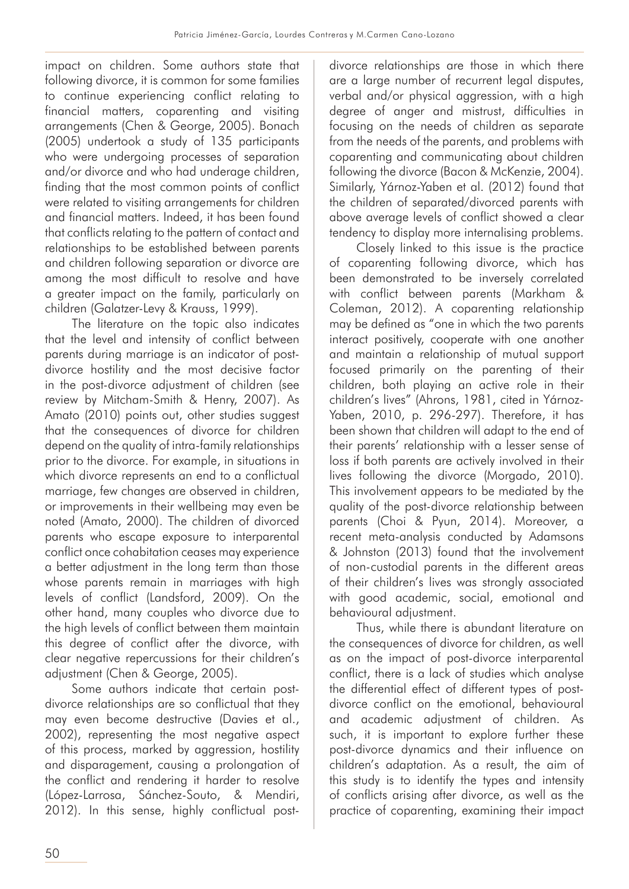impact on children. Some authors state that following divorce, it is common for some families to continue experiencing conflict relating to financial matters, coparenting and visiting arrangements (Chen & George, 2005). Bonach (2005) undertook a study of 135 participants who were undergoing processes of separation and/or divorce and who had underage children, finding that the most common points of conflict were related to visiting arrangements for children and financial matters. Indeed, it has been found that conflicts relating to the pattern of contact and relationships to be established between parents and children following separation or divorce are among the most difficult to resolve and have a greater impact on the family, particularly on children (Galatzer-Levy & Krauss, 1999).

The literature on the topic also indicates that the level and intensity of conflict between parents during marriage is an indicator of post-divorce hostility and the most decisive factor in the post-divorce adjustment of children (see review by Mitcham-Smith & Henry, 2007). As Amato (2010) points out, other studies suggest that the consequences of divorce for children depend on the quality of intra-family relationships prior to the divorce. For example, in situations in which divorce represents an end to a conflictual marriage, few changes are observed in children, or improvements in their wellbeing may even be noted (Amato, 2000). The children of divorced parents who escape exposure to interparental conflict once cohabitation ceases may experience a better adjustment in the long term than those whose parents remain in marriages with high levels of conflict (Landsford, 2009). On the other hand, many couples who divorce due to the high levels of conflict between them maintain this degree of conflict after the divorce, with clear negative repercussions for their children's adjustment (Chen & George, 2005).

Some authors indicate that certain post-divorce relationships are so conflictual that they may even become destructive (Davies et al., 2002), representing the most negative aspect of this process, marked by aggression, hostility and disparagement, causing a prolongation of the conflict and rendering it harder to resolve (López-Larrosa, Sánchez-Souto, & Mendiri, 2012). In this sense, highly conflictual post-divorce relationships are those in which there are a large number of recurrent legal disputes, verbal and/or physical aggression, with a high degree of anger and mistrust, difficulties in focusing on the needs of children as separate from the needs of the parents, and problems with coparenting and communicating about children following the divorce (Bacon & McKenzie, 2004). Similarly, Yárnoz-Yaben et al. (2012) found that the children of separated/divorced parents with above average levels of conflict showed a clear tendency to display more internalising problems.

Closely linked to this issue is the practice of coparenting following divorce, which has been demonstrated to be inversely correlated with conflict between parents (Markham & Coleman, 2012). A coparenting relationship may be defined as "one in which the two parents interact positively, cooperate with one another and maintain a relationship of mutual support focused primarily on the parenting of their children, both playing an active role in their children's lives" (Ahrons, 1981, cited in Yárnoz-Yaben, 2010, p. 296-297). Therefore, it has been shown that children will adapt to the end of their parents' relationship with a lesser sense of loss if both parents are actively involved in their lives following the divorce (Morgado, 2010). This involvement appears to be mediated by the quality of the post-divorce relationship between parents (Choi & Pyun, 2014). Moreover, a recent meta-analysis conducted by Adamsons & Johnston (2013) found that the involvement of non-custodial parents in the different areas of their children's lives was strongly associated with good academic, social, emotional and behavioural adjustment.

Thus, while there is abundant literature on the consequences of divorce for children, as well as on the impact of post-divorce interparental conflict, there is a lack of studies which analyse the differential effect of different types of post-divorce conflict on the emotional, behavioural and academic adjustment of children. As such, it is important to explore further these post-divorce dynamics and their influence on children's adaptation. As a result, the aim of this study is to identify the types and intensity of conflicts arising after divorce, as well as the practice of coparenting, examining their impact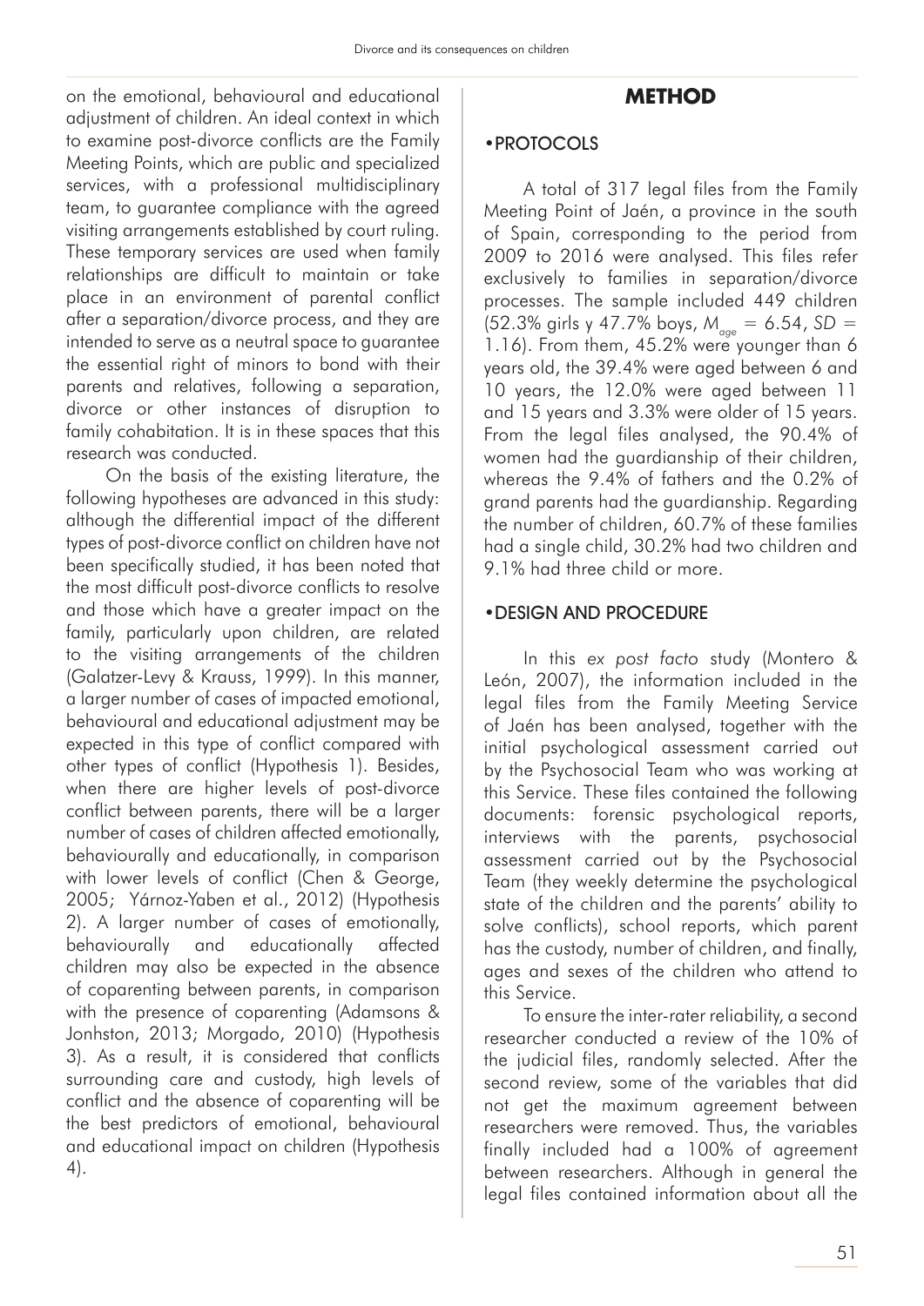on the emotional, behavioural and educational adjustment of children. An ideal context in which to examine post-divorce conflicts are the Family Meeting Points, which are public and specialized services, with a professional multidisciplinary team, to guarantee compliance with the agreed visiting arrangements established by court ruling. These temporary services are used when family relationships are difficult to maintain or take place in an environment of parental conflict after a separation/divorce process, and they are intended to serve as a neutral space to guarantee the essential right of minors to bond with their parents and relatives, following a separation, divorce or other instances of disruption to family cohabitation. It is in these spaces that this research was conducted.

On the basis of the existing literature, the following hypotheses are advanced in this study: although the differential impact of the different types of post-divorce conflict on children have not been specifically studied, it has been noted that the most difficult post-divorce conflicts to resolve and those which have a greater impact on the family, particularly upon children, are related to the visiting arrangements of the children (Galatzer-Levy & Krauss, 1999). In this manner, a larger number of cases of impacted emotional, behavioural and educational adjustment may be expected in this type of conflict compared with other types of conflict (Hypothesis 1). Besides, when there are higher levels of post-divorce conflict between parents, there will be a larger number of cases of children affected emotionally, behaviourally and educationally, in comparison with lower levels of conflict (Chen & George, 2005; Yárnoz-Yaben et al., 2012) (Hypothesis 2). A larger number of cases of emotionally, behaviourally and educationally affected children may also be expected in the absence of coparenting between parents, in comparison with the presence of coparenting (Adamsons & Jonhston, 2013; Morgado, 2010) (Hypothesis 3). As a result, it is considered that conflicts surrounding care and custody, high levels of conflict and the absence of coparenting will be the best predictors of emotional, behavioural and educational impact on children (Hypothesis 4).

## METHOD

### •PROTOCOLS

A total of 317 legal files from the Family Meeting Point of Jaén, a province in the south of Spain, corresponding to the period from 2009 to 2016 were analysed. This files refer exclusively to families in separation/divorce processes. The sample included 449 children (52.3% girls y 47.7% boys, $M_{age} = 6.54$, $SD = 1.16$). From them, 45.2% were younger than 6 years old, the 39.4% were aged between 6 and 10 years, the 12.0% were aged between 11 and 15 years and 3.3% were older of 15 years. From the legal files analysed, the 90.4% of women had the guardianship of their children, whereas the 9.4% of fathers and the 0.2% of grand parents had the guardianship. Regarding the number of children, 60.7% of these families had a single child, 30.2% had two children and 9.1% had three child or more.

### •DESIGN AND PROCEDURE

In this *ex post facto* study (Montero & León, 2007), the information included in the legal files from the Family Meeting Service of Jaén has been analysed, together with the initial psychological assessment carried out by the Psychosocial Team who was working at this Service. These files contained the following documents: forensic psychological reports, interviews with the parents, psychosocial assessment carried out by the Psychosocial Team (they weekly determine the psychological state of the children and the parents' ability to solve conflicts), school reports, which parent has the custody, number of children, and finally, ages and sexes of the children who attend to this Service.

To ensure the inter-rater reliability, a second researcher conducted a review of the 10% of the judicial files, randomly selected. After the second review, some of the variables that did not get the maximum agreement between researchers were removed. Thus, the variables finally included had a 100% of agreement between researchers. Although in general the legal files contained information about all the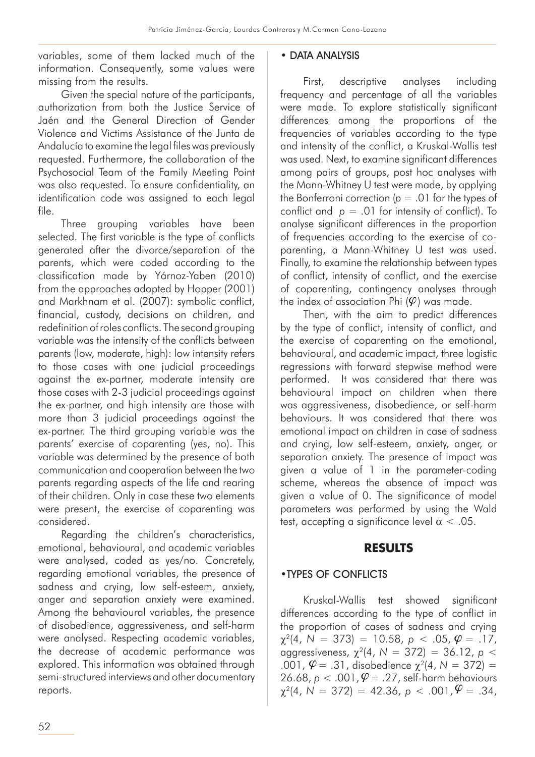variables, some of them lacked much of the information. Consequently, some values were missing from the results.

Given the special nature of the participants, authorization from both the Justice Service of Jaén and the General Direction of Gender Violence and Victims Assistance of the Junta de Andalucía to examine the legal files was previously requested. Furthermore, the collaboration of the Psychosocial Team of the Family Meeting Point was also requested. To ensure confidentiality, an identification code was assigned to each legal file.

Three grouping variables have been selected. The first variable is the type of conflicts generated after the divorce/separation of the parents, which were coded according to the classification made by Yárnoz-Yaben (2010) from the approaches adopted by Hopper (2001) and Markhnam et al. (2007): symbolic conflict, financial, custody, decisions on children, and redefinition of roles conflicts. The second grouping variable was the intensity of the conflicts between parents (low, moderate, high): low intensity refers to those cases with one judicial proceedings against the ex-partner, moderate intensity are those cases with 2-3 judicial proceedings against the ex-partner, and high intensity are those with more than 3 judicial proceedings against the ex-partner. The third grouping variable was the parents' exercise of coparenting (yes, no). This variable was determined by the presence of both communication and cooperation between the two parents regarding aspects of the life and rearing of their children. Only in case these two elements were present, the exercise of coparenting was considered.

Regarding the children's characteristics, emotional, behavioural, and academic variables were analysed, coded as yes/no. Concretely, regarding emotional variables, the presence of sadness and crying, low self-esteem, anxiety, anger and separation anxiety were examined. Among the behavioural variables, the presence of disobedience, aggressiveness, and self-harm were analysed. Respecting academic variables, the decrease of academic performance was explored. This information was obtained through semi-structured interviews and other documentary reports.

### • DATA ANALYSIS

First, descriptive analyses including frequency and percentage of all the variables were made. To explore statistically significant differences among the proportions of the frequencies of variables according to the type and intensity of the conflict, a Kruskal-Wallis test was used. Next, to examine significant differences among pairs of groups, post hoc analyses with the Mann-Whitney U test were made, by applying the Bonferroni correction ($p = .01$ for the types of conflict and $p = .01$ for intensity of conflict). To analyse significant differences in the proportion of frequencies according to the exercise of co-parenting, a Mann-Whitney U test was used. Finally, to examine the relationship between types of conflict, intensity of conflict, and the exercise of coparenting, contingency analyses through the index of association Phi ($\varphi$) was made.

Then, with the aim to predict differences by the type of conflict, intensity of conflict, and the exercise of coparenting on the emotional, behavioural, and academic impact, three logistic regressions with forward stepwise method were performed. It was considered that there was behavioural impact on children when there was aggressiveness, disobedience, or self-harm behaviours. It was considered that there was emotional impact on children in case of sadness and crying, low self-esteem, anxiety, anger, or separation anxiety. The presence of impact was given a value of 1 in the parameter-coding scheme, whereas the absence of impact was given a value of 0. The significance of model parameters was performed by using the Wald test, accepting a significance level $\alpha < .05$.

## RESULTS

### •TYPES OF CONFLICTS

Kruskal-Wallis test showed significant differences according to the type of conflict in the proportion of cases of sadness and crying $\chi^2(4, N = 373) = 10.58$, $p < .05$, $\varphi = .17$, aggressiveness, $\chi^2(4, N = 372) = 36.12$, $p < .001$, $\varphi = .31$, disobedience $\chi^2(4, N = 372) = 26.68$, $p < .001$, $\varphi = .27$, self-harm behaviours $\chi^2(4, N = 372) = 42.36$, $p < .001$, $\varphi = .34$,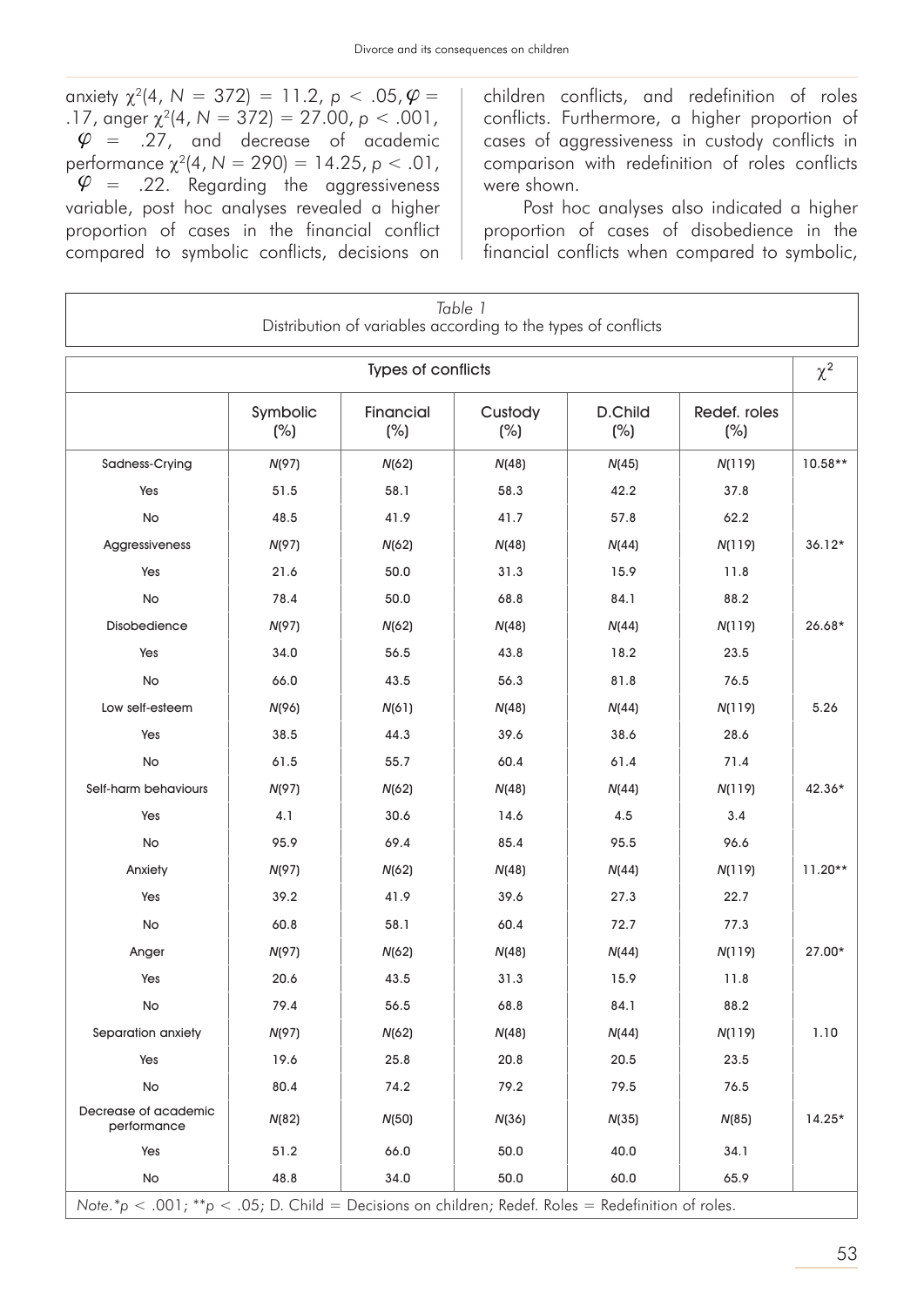anxiety $\chi^2(4, N = 372) = 11.2$, $p < .05$, $\varphi = .17$, anger $\chi^2(4, N = 372) = 27.00$, $p < .001$, $\varphi = .27$, and decrease of academic performance $\chi^2(4, N = 290) = 14.25$, $p < .01$, $\varphi = .22$. Regarding the aggressiveness variable, post hoc analyses revealed a higher proportion of cases in the financial conflict compared to symbolic conflicts, decisions on children conflicts, and redefinition of roles conflicts. Furthermore, a higher proportion of cases of aggressiveness in custody conflicts in comparison with redefinition of roles conflicts were shown.

Post hoc analyses also indicated a higher proportion of cases of disobedience in the financial conflicts when compared to symbolic,

*Table 1*
Distribution of variables according to the types of conflicts

| | Types of conflicts | | | | | $\chi^2$ |
|---|---|---|---|---|---|---|
| | Symbolic (%) | Financial (%) | Custody (%) | D.Child (%) | Redef. roles (%) | |
| Sadness-Crying | *N*(97) | *N*(62) | *N*(48) | *N*(45) | *N*(119) | 10.58** |
| Yes | 51.5 | 58.1 | 58.3 | 42.2 | 37.8 | |
| No | 48.5 | 41.9 | 41.7 | 57.8 | 62.2 | |
| Aggressiveness | *N*(97) | *N*(62) | *N*(48) | *N*(44) | *N*(119) | 36.12* |
| Yes | 21.6 | 50.0 | 31.3 | 15.9 | 11.8 | |
| No | 78.4 | 50.0 | 68.8 | 84.1 | 88.2 | |
| Disobedience | *N*(97) | *N*(62) | *N*(48) | *N*(44) | *N*(119) | 26.68* |
| Yes | 34.0 | 56.5 | 43.8 | 18.2 | 23.5 | |
| No | 66.0 | 43.5 | 56.3 | 81.8 | 76.5 | |
| Low self-esteem | *N*(96) | *N*(61) | *N*(48) | *N*(44) | *N*(119) | 5.26 |
| Yes | 38.5 | 44.3 | 39.6 | 38.6 | 28.6 | |
| No | 61.5 | 55.7 | 60.4 | 61.4 | 71.4 | |
| Self-harm behaviours | *N*(97) | *N*(62) | *N*(48) | *N*(44) | *N*(119) | 42.36* |
| Yes | 4.1 | 30.6 | 14.6 | 4.5 | 3.4 | |
| No | 95.9 | 69.4 | 85.4 | 95.5 | 96.6 | |
| Anxiety | *N*(97) | *N*(62) | *N*(48) | *N*(44) | *N*(119) | 11.20** |
| Yes | 39.2 | 41.9 | 39.6 | 27.3 | 22.7 | |
| No | 60.8 | 58.1 | 60.4 | 72.7 | 77.3 | |
| Anger | *N*(97) | *N*(62) | *N*(48) | *N*(44) | *N*(119) | 27.00* |
| Yes | 20.6 | 43.5 | 31.3 | 15.9 | 11.8 | |
| No | 79.4 | 56.5 | 68.8 | 84.1 | 88.2 | |
| Separation anxiety | *N*(97) | *N*(62) | *N*(48) | *N*(44) | *N*(119) | 1.10 |
| Yes | 19.6 | 25.8 | 20.8 | 20.5 | 23.5 | |
| No | 80.4 | 74.2 | 79.2 | 79.5 | 76.5 | |
| Decrease of academic performance | *N*(82) | *N*(50) | *N*(36) | *N*(35) | *N*(85) | 14.25* |
| Yes | 51.2 | 66.0 | 50.0 | 40.0 | 34.1 | |
| No | 48.8 | 34.0 | 50.0 | 60.0 | 65.9 | |

*Note.* *$p < .001$; **$p < .05$; D. Child = Decisions on children; Redef. Roles = Redefinition of roles.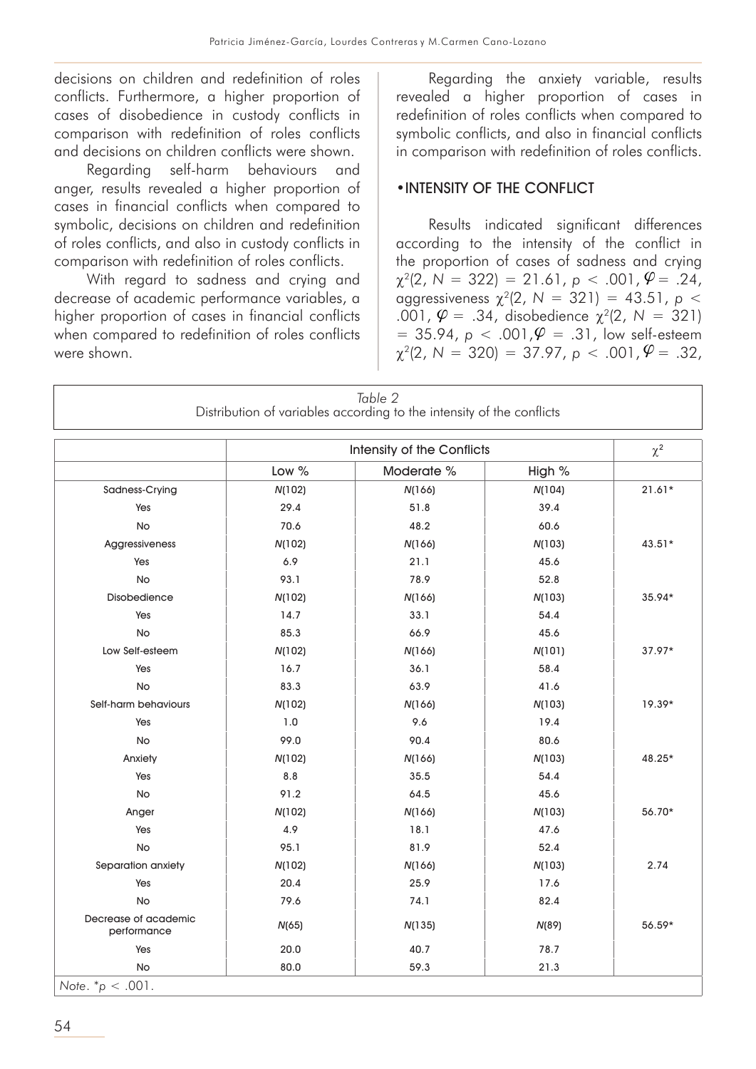decisions on children and redefinition of roles conflicts. Furthermore, a higher proportion of cases of disobedience in custody conflicts in comparison with redefinition of roles conflicts and decisions on children conflicts were shown.

Regarding self-harm behaviours and anger, results revealed a higher proportion of cases in financial conflicts when compared to symbolic, decisions on children and redefinition of roles conflicts, and also in custody conflicts in comparison with redefinition of roles conflicts.

With regard to sadness and crying and decrease of academic performance variables, a higher proportion of cases in financial conflicts when compared to redefinition of roles conflicts were shown.

Regarding the anxiety variable, results revealed a higher proportion of cases in redefinition of roles conflicts when compared to symbolic conflicts, and also in financial conflicts in comparison with redefinition of roles conflicts.

## •INTENSITY OF THE CONFLICT

Results indicated significant differences according to the intensity of the conflict in the proportion of cases of sadness and crying $\chi^2(2, N = 322) = 21.61$, $p < .001$, $\varphi = .24$, aggressiveness $\chi^2(2, N = 321) = 43.51$, $p < .001$, $\varphi = .34$, disobedience $\chi^2(2, N = 321) = 35.94$, $p < .001$, $\varphi = .31$, low self-esteem $\chi^2(2, N = 320) = 37.97$, $p < .001$, $\varphi = .32$,

*Table 2*
Distribution of variables according to the intensity of the conflicts

| | Intensity of the Conflicts | | | $\chi^2$ |
|---|---|---|---|---|
| | Low % | Moderate % | High % | |
| Sadness-Crying | *N*(102) | *N*(166) | *N*(104) | 21.61* |
| Yes | 29.4 | 51.8 | 39.4 | |
| No | 70.6 | 48.2 | 60.6 | |
| Aggressiveness | *N*(102) | *N*(166) | *N*(103) | 43.51* |
| Yes | 6.9 | 21.1 | 45.6 | |
| No | 93.1 | 78.9 | 52.8 | |
| Disobedience | *N*(102) | *N*(166) | *N*(103) | 35.94* |
| Yes | 14.7 | 33.1 | 54.4 | |
| No | 85.3 | 66.9 | 45.6 | |
| Low Self-esteem | *N*(102) | *N*(166) | *N*(101) | 37.97* |
| Yes | 16.7 | 36.1 | 58.4 | |
| No | 83.3 | 63.9 | 41.6 | |
| Self-harm behaviours | *N*(102) | *N*(166) | *N*(103) | 19.39* |
| Yes | 1.0 | 9.6 | 19.4 | |
| No | 99.0 | 90.4 | 80.6 | |
| Anxiety | *N*(102) | *N*(166) | *N*(103) | 48.25* |
| Yes | 8.8 | 35.5 | 54.4 | |
| No | 91.2 | 64.5 | 45.6 | |
| Anger | *N*(102) | *N*(166) | *N*(103) | 56.70* |
| Yes | 4.9 | 18.1 | 47.6 | |
| No | 95.1 | 81.9 | 52.4 | |
| Separation anxiety | *N*(102) | *N*(166) | *N*(103) | 2.74 |
| Yes | 20.4 | 25.9 | 17.6 | |
| No | 79.6 | 74.1 | 82.4 | |
| Decrease of academic performance | *N*(65) | *N*(135) | *N*(89) | 56.59* |
| Yes | 20.0 | 40.7 | 78.7 | |
| No | 80.0 | 59.3 | 21.3 | |

*Note*. $^*p < .001$.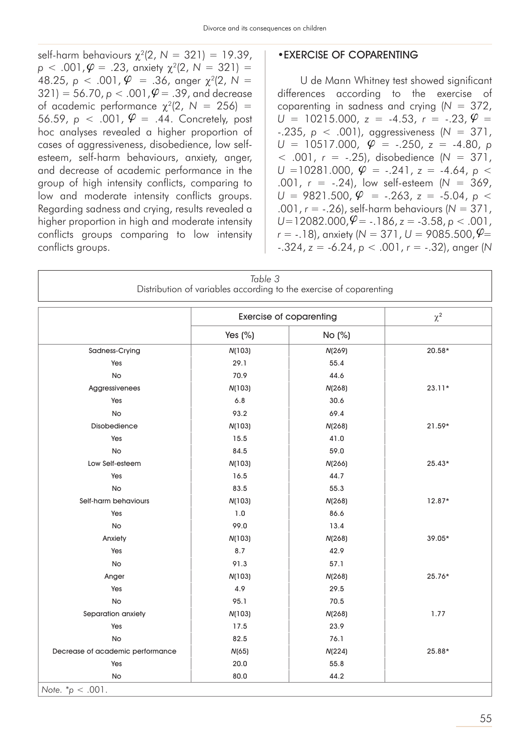self-harm behaviours $\chi^2(2, N = 321) = 19.39$, $p < .001, \varphi = .23$, anxiety $\chi^2(2, N = 321) = 48.25$, $p < .001, \varphi = .36$, anger $\chi^2(2, N = 321) = 56.70$, $p < .001, \varphi = .39$, and decrease of academic performance $\chi^2(2, N = 256) = 56.59$, $p < .001$, $\varphi = .44$. Concretely, post hoc analyses revealed a higher proportion of cases of aggressiveness, disobedience, low self-esteem, self-harm behaviours, anxiety, anger, and decrease of academic performance in the group of high intensity conflicts, comparing to low and moderate intensity conflicts groups. Regarding sadness and crying, results revealed a higher proportion in high and moderate intensity conflicts groups comparing to low intensity conflicts groups.

## •EXERCISE OF COPARENTING

U de Mann Whitney test showed significant differences according to the exercise of coparenting in sadness and crying ($N = 372$, $U = 10215.000$, $z = -4.53$, $r = -.23$, $\varphi = -.235$, $p < .001$), aggressiveness ($N = 371$, $U = 10517.000$, $\varphi = -.250$, $z = -4.80$, $p < .001$, $r = -.25$), disobedience ($N = 371$, $U = 10281.000$, $\varphi = -.241$, $z = -4.64$, $p < .001$, $r = -.24$), low self-esteem ($N = 369$, $U = 9821.500$, $\varphi = -.263$, $z = -5.04$, $p < .001$, $r = -.26$), self-harm behaviours ($N = 371$, $U=12082.000$, $\varphi = -.186$, $z = -3.58$, $p < .001$, $r = -.18$), anxiety ($N = 371$, $U = 9085.500$, $\varphi = -.324$, $z = -6.24$, $p < .001$, $r = -.32$), anger ($N$

*Table 3*
Distribution of variables according to the exercise of coparenting

| | Exercise of coparenting | | $\chi^2$ |
|---|---|---|---|
| | Yes (%) | No (%) | |
| Sadness-Crying | *N*(103) | *N*(269) | 20.58* |
| Yes | 29.1 | 55.4 | |
| No | 70.9 | 44.6 | |
| Aggressivenees | *N*(103) | *N*(268) | 23.11* |
| Yes | 6.8 | 30.6 | |
| No | 93.2 | 69.4 | |
| Disobedience | *N*(103) | *N*(268) | 21.59* |
| Yes | 15.5 | 41.0 | |
| No | 84.5 | 59.0 | |
| Low Self-esteem | *N*(103) | *N*(266) | 25.43* |
| Yes | 16.5 | 44.7 | |
| No | 83.5 | 55.3 | |
| Self-harm behaviours | *N*(103) | *N*(268) | 12.87* |
| Yes | 1.0 | 86.6 | |
| No | 99.0 | 13.4 | |
| Anxiety | *N*(103) | *N*(268) | 39.05* |
| Yes | 8.7 | 42.9 | |
| No | 91.3 | 57.1 | |
| Anger | *N*(103) | *N*(268) | 25.76* |
| Yes | 4.9 | 29.5 | |
| No | 95.1 | 70.5 | |
| Separation anxiety | *N*(103) | *N*(268) | 1.77 |
| Yes | 17.5 | 23.9 | |
| No | 82.5 | 76.1 | |
| Decrease of academic performance | *N*(65) | *N*(224) | 25.88* |
| Yes | 20.0 | 55.8 | |
| No | 80.0 | 44.2 | |

*Note*. *$p < .001$.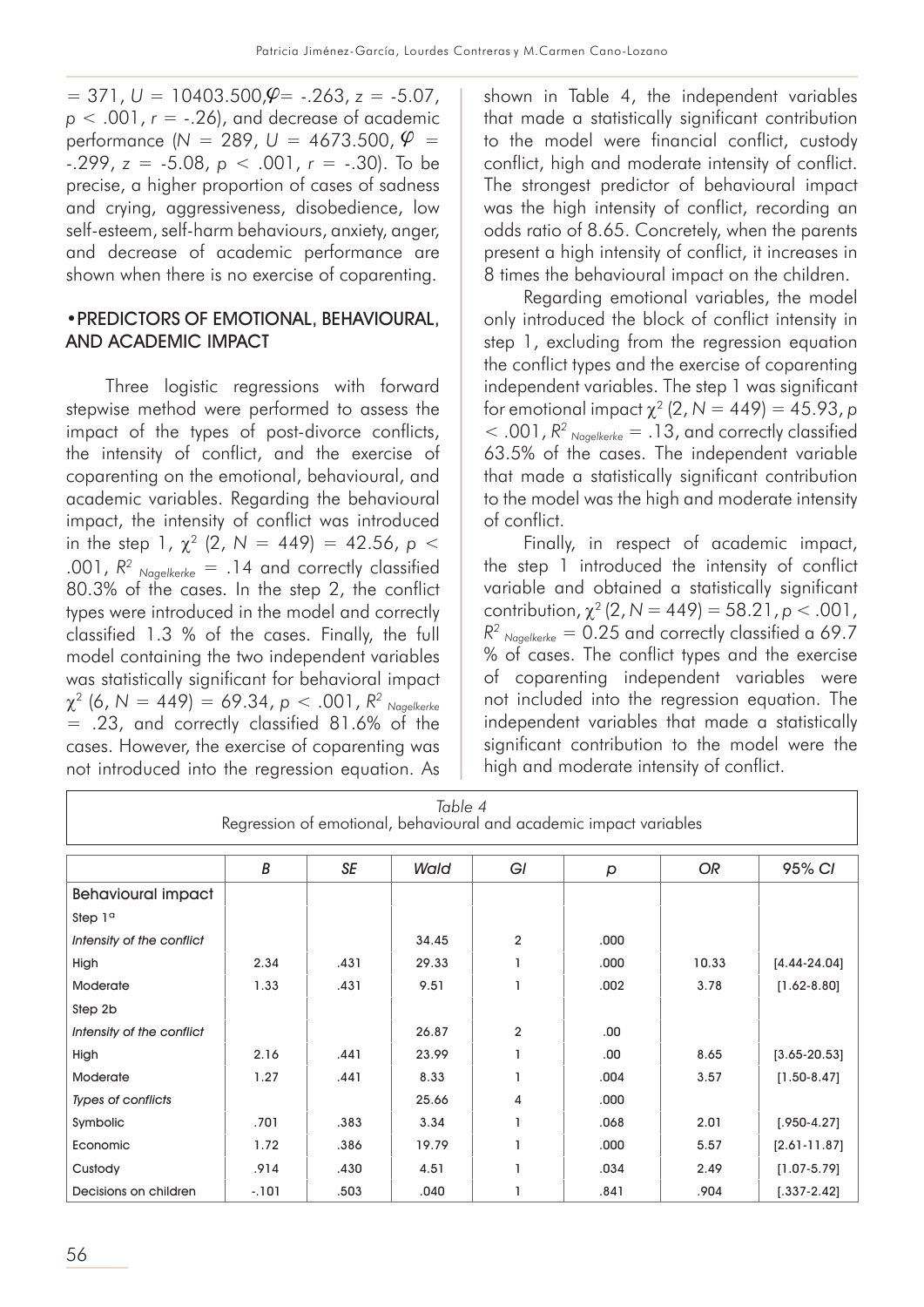= 371, $U$ = 10403.500, $\varphi$ = -.263, $z$ = -5.07, $p < .001$, $r$ = -.26), and decrease of academic performance ($N$ = 289, $U$ = 4673.500, $\varphi$ = -.299, $z$ = -5.08, $p < .001$, $r$ = -.30). To be precise, a higher proportion of cases of sadness and crying, aggressiveness, disobedience, low self-esteem, self-harm behaviours, anxiety, anger, and decrease of academic performance are shown when there is no exercise of coparenting.

## • PREDICTORS OF EMOTIONAL, BEHAVIOURAL, AND ACADEMIC IMPACT

Three logistic regressions with forward stepwise method were performed to assess the impact of the types of post-divorce conflicts, the intensity of conflict, and the exercise of coparenting on the emotional, behavioural, and academic variables. Regarding the behavioural impact, the intensity of conflict was introduced in the step 1, $\chi^2$ (2, $N$ = 449) = 42.56, $p < .001$, $R^2_{Nagelkerke}$ = .14 and correctly classified 80.3% of the cases. In the step 2, the conflict types were introduced in the model and correctly classified 1.3 % of the cases. Finally, the full model containing the two independent variables was statistically significant for behavioral impact $\chi^2$ (6, $N$ = 449) = 69.34, $p < .001$, $R^2_{Nagelkerke}$ = .23, and correctly classified 81.6% of the cases. However, the exercise of coparenting was not introduced into the regression equation. As shown in Table 4, the independent variables that made a statistically significant contribution to the model were financial conflict, custody conflict, high and moderate intensity of conflict. The strongest predictor of behavioural impact was the high intensity of conflict, recording an odds ratio of 8.65. Concretely, when the parents present a high intensity of conflict, it increases in 8 times the behavioural impact on the children.

Regarding emotional variables, the model only introduced the block of conflict intensity in step 1, excluding from the regression equation the conflict types and the exercise of coparenting independent variables. The step 1 was significant for emotional impact $\chi^2$ (2, $N$ = 449) = 45.93, $p < .001$, $R^2_{Nagelkerke}$ = .13, and correctly classified 63.5% of the cases. The independent variable that made a statistically significant contribution to the model was the high and moderate intensity of conflict.

Finally, in respect of academic impact, the step 1 introduced the intensity of conflict variable and obtained a statistically significant contribution, $\chi^2$ (2, $N$ = 449) = 58.21, $p < .001$, $R^2_{Nagelkerke}$ = 0.25 and correctly classified a 69.7 % of cases. The conflict types and the exercise of coparenting independent variables were not included into the regression equation. The independent variables that made a statistically significant contribution to the model were the high and moderate intensity of conflict.

*Table 4*
Regression of emotional, behavioural and academic impact variables

| | *B* | *SE* | *Wald* | *Gl* | *p* | *OR* | *95% CI* |
|---|---|---|---|---|---|---|---|
| Behavioural impact | | | | | | | |
| Step 1[a] | | | | | | | |
| *Intensity of the conflict* | | | 34.45 | 2 | .000 | | |
| High | 2.34 | .431 | 29.33 | 1 | .000 | 10.33 | [4.44-24.04] |
| Moderate | 1.33 | .431 | 9.51 | 1 | .002 | 3.78 | [1.62-8.80] |
| Step 2b | | | | | | | |
| *Intensity of the conflict* | | | 26.87 | 2 | .00 | | |
| High | 2.16 | .441 | 23.99 | 1 | .00 | 8.65 | [3.65-20.53] |
| Moderate | 1.27 | .441 | 8.33 | 1 | .004 | 3.57 | [1.50-8.47] |
| *Types of conflicts* | | | 25.66 | 4 | .000 | | |
| Symbolic | .701 | .383 | 3.34 | 1 | .068 | 2.01 | [.950-4.27] |
| Economic | 1.72 | .386 | 19.79 | 1 | .000 | 5.57 | [2.61-11.87] |
| Custody | .914 | .430 | 4.51 | 1 | .034 | 2.49 | [1.07-5.79] |
| Decisions on children | -.101 | .503 | .040 | 1 | .841 | .904 | [.337-2.42] |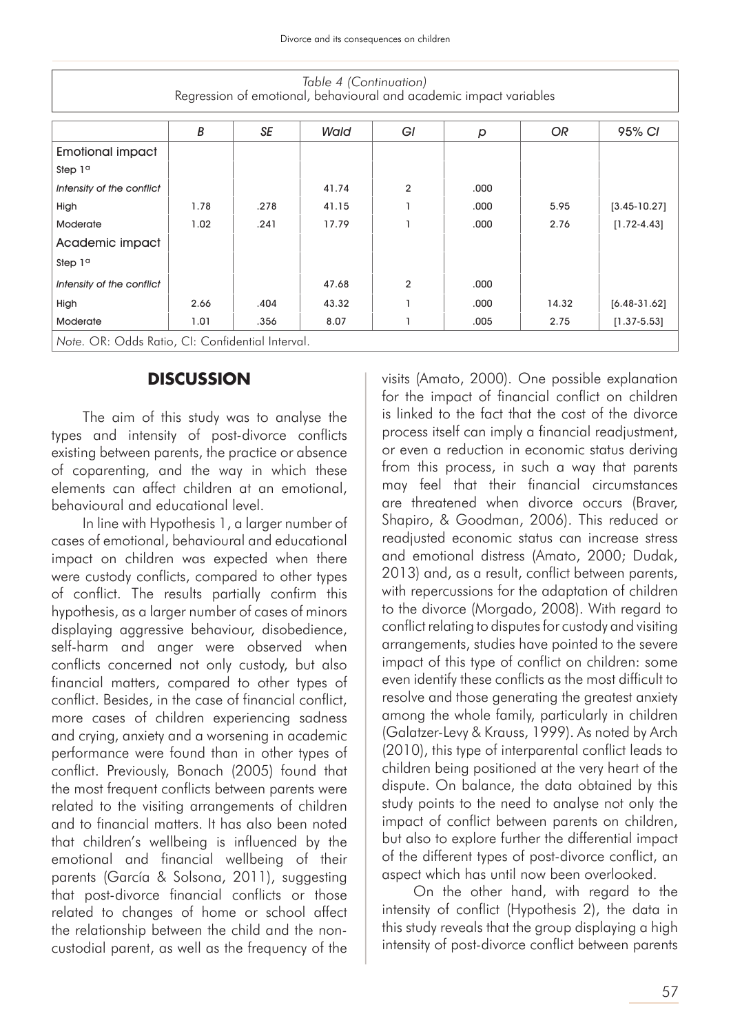*Table 4 (Continuation)*
Regression of emotional, behavioural and academic impact variables

| | *B* | *SE* | *Wald* | *Gl* | *p* | *OR* | *95% CI* |
|---|---|---|---|---|---|---|---|
| **Emotional impact** | | | | | | | |
| Step 1[a] | | | | | | | |
| *Intensity of the conflict* | | | 41.74 | 2 | .000 | | |
| High | 1.78 | .278 | 41.15 | 1 | .000 | 5.95 | [3.45-10.27] |
| Moderate | 1.02 | .241 | 17.79 | 1 | .000 | 2.76 | [1.72-4.43] |
| **Academic impact** | | | | | | | |
| Step 1[a] | | | | | | | |
| *Intensity of the conflict* | | | 47.68 | 2 | .000 | | |
| High | 2.66 | .404 | 43.32 | 1 | .000 | 14.32 | [6.48-31.62] |
| Moderate | 1.01 | .356 | 8.07 | 1 | .005 | 2.75 | [1.37-5.53] |

*Note.* OR: Odds Ratio, CI: Confidential Interval.

## DISCUSSION

The aim of this study was to analyse the types and intensity of post-divorce conflicts existing between parents, the practice or absence of coparenting, and the way in which these elements can affect children at an emotional, behavioural and educational level.

In line with Hypothesis 1, a larger number of cases of emotional, behavioural and educational impact on children was expected when there were custody conflicts, compared to other types of conflict. The results partially confirm this hypothesis, as a larger number of cases of minors displaying aggressive behaviour, disobedience, self-harm and anger were observed when conflicts concerned not only custody, but also financial matters, compared to other types of conflict. Besides, in the case of financial conflict, more cases of children experiencing sadness and crying, anxiety and a worsening in academic performance were found than in other types of conflict. Previously, Bonach (2005) found that the most frequent conflicts between parents were related to the visiting arrangements of children and to financial matters. It has also been noted that children's wellbeing is influenced by the emotional and financial wellbeing of their parents (García & Solsona, 2011), suggesting that post-divorce financial conflicts or those related to changes of home or school affect the relationship between the child and the non-custodial parent, as well as the frequency of the visits (Amato, 2000). One possible explanation for the impact of financial conflict on children is linked to the fact that the cost of the divorce process itself can imply a financial readjustment, or even a reduction in economic status deriving from this process, in such a way that parents may feel that their financial circumstances are threatened when divorce occurs (Braver, Shapiro, & Goodman, 2006). This reduced or readjusted economic status can increase stress and emotional distress (Amato, 2000; Dudak, 2013) and, as a result, conflict between parents, with repercussions for the adaptation of children to the divorce (Morgado, 2008). With regard to conflict relating to disputes for custody and visiting arrangements, studies have pointed to the severe impact of this type of conflict on children: some even identify these conflicts as the most difficult to resolve and those generating the greatest anxiety among the whole family, particularly in children (Galatzer-Levy & Krauss, 1999). As noted by Arch (2010), this type of interparental conflict leads to children being positioned at the very heart of the dispute. On balance, the data obtained by this study points to the need to analyse not only the impact of conflict between parents on children, but also to explore further the differential impact of the different types of post-divorce conflict, an aspect which has until now been overlooked.

On the other hand, with regard to the intensity of conflict (Hypothesis 2), the data in this study reveals that the group displaying a high intensity of post-divorce conflict between parents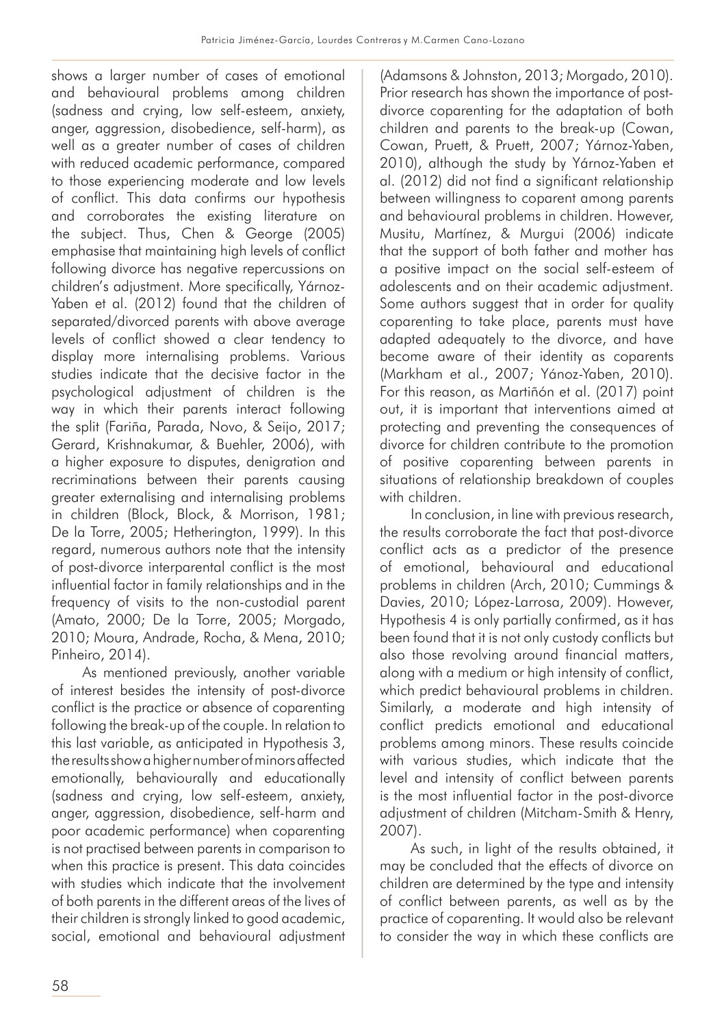shows a larger number of cases of emotional and behavioural problems among children (sadness and crying, low self-esteem, anxiety, anger, aggression, disobedience, self-harm), as well as a greater number of cases of children with reduced academic performance, compared to those experiencing moderate and low levels of conflict. This data confirms our hypothesis and corroborates the existing literature on the subject. Thus, Chen & George (2005) emphasise that maintaining high levels of conflict following divorce has negative repercussions on children's adjustment. More specifically, Yárnoz-Yaben et al. (2012) found that the children of separated/divorced parents with above average levels of conflict showed a clear tendency to display more internalising problems. Various studies indicate that the decisive factor in the psychological adjustment of children is the way in which their parents interact following the split (Fariña, Parada, Novo, & Seijo, 2017; Gerard, Krishnakumar, & Buehler, 2006), with a higher exposure to disputes, denigration and recriminations between their parents causing greater externalising and internalising problems in children (Block, Block, & Morrison, 1981; De la Torre, 2005; Hetherington, 1999). In this regard, numerous authors note that the intensity of post-divorce interparental conflict is the most influential factor in family relationships and in the frequency of visits to the non-custodial parent (Amato, 2000; De la Torre, 2005; Morgado, 2010; Moura, Andrade, Rocha, & Mena, 2010; Pinheiro, 2014).

As mentioned previously, another variable of interest besides the intensity of post-divorce conflict is the practice or absence of coparenting following the break-up of the couple. In relation to this last variable, as anticipated in Hypothesis 3, the results show a higher number of minors affected emotionally, behaviourally and educationally (sadness and crying, low self-esteem, anxiety, anger, aggression, disobedience, self-harm and poor academic performance) when coparenting is not practised between parents in comparison to when this practice is present. This data coincides with studies which indicate that the involvement of both parents in the different areas of the lives of their children is strongly linked to good academic, social, emotional and behavioural adjustment (Adamsons & Johnston, 2013; Morgado, 2010). Prior research has shown the importance of post-divorce coparenting for the adaptation of both children and parents to the break-up (Cowan, Cowan, Pruett, & Pruett, 2007; Yárnoz-Yaben, 2010), although the study by Yárnoz-Yaben et al. (2012) did not find a significant relationship between willingness to coparent among parents and behavioural problems in children. However, Musitu, Martínez, & Murgui (2006) indicate that the support of both father and mother has a positive impact on the social self-esteem of adolescents and on their academic adjustment. Some authors suggest that in order for quality coparenting to take place, parents must have adapted adequately to the divorce, and have become aware of their identity as coparents (Markham et al., 2007; Yánoz-Yaben, 2010). For this reason, as Martiñón et al. (2017) point out, it is important that interventions aimed at protecting and preventing the consequences of divorce for children contribute to the promotion of positive coparenting between parents in situations of relationship breakdown of couples with children.

In conclusion, in line with previous research, the results corroborate the fact that post-divorce conflict acts as a predictor of the presence of emotional, behavioural and educational problems in children (Arch, 2010; Cummings & Davies, 2010; López-Larrosa, 2009). However, Hypothesis 4 is only partially confirmed, as it has been found that it is not only custody conflicts but also those revolving around financial matters, along with a medium or high intensity of conflict, which predict behavioural problems in children. Similarly, a moderate and high intensity of conflict predicts emotional and educational problems among minors. These results coincide with various studies, which indicate that the level and intensity of conflict between parents is the most influential factor in the post-divorce adjustment of children (Mitcham-Smith & Henry, 2007).

As such, in light of the results obtained, it may be concluded that the effects of divorce on children are determined by the type and intensity of conflict between parents, as well as by the practice of coparenting. It would also be relevant to consider the way in which these conflicts are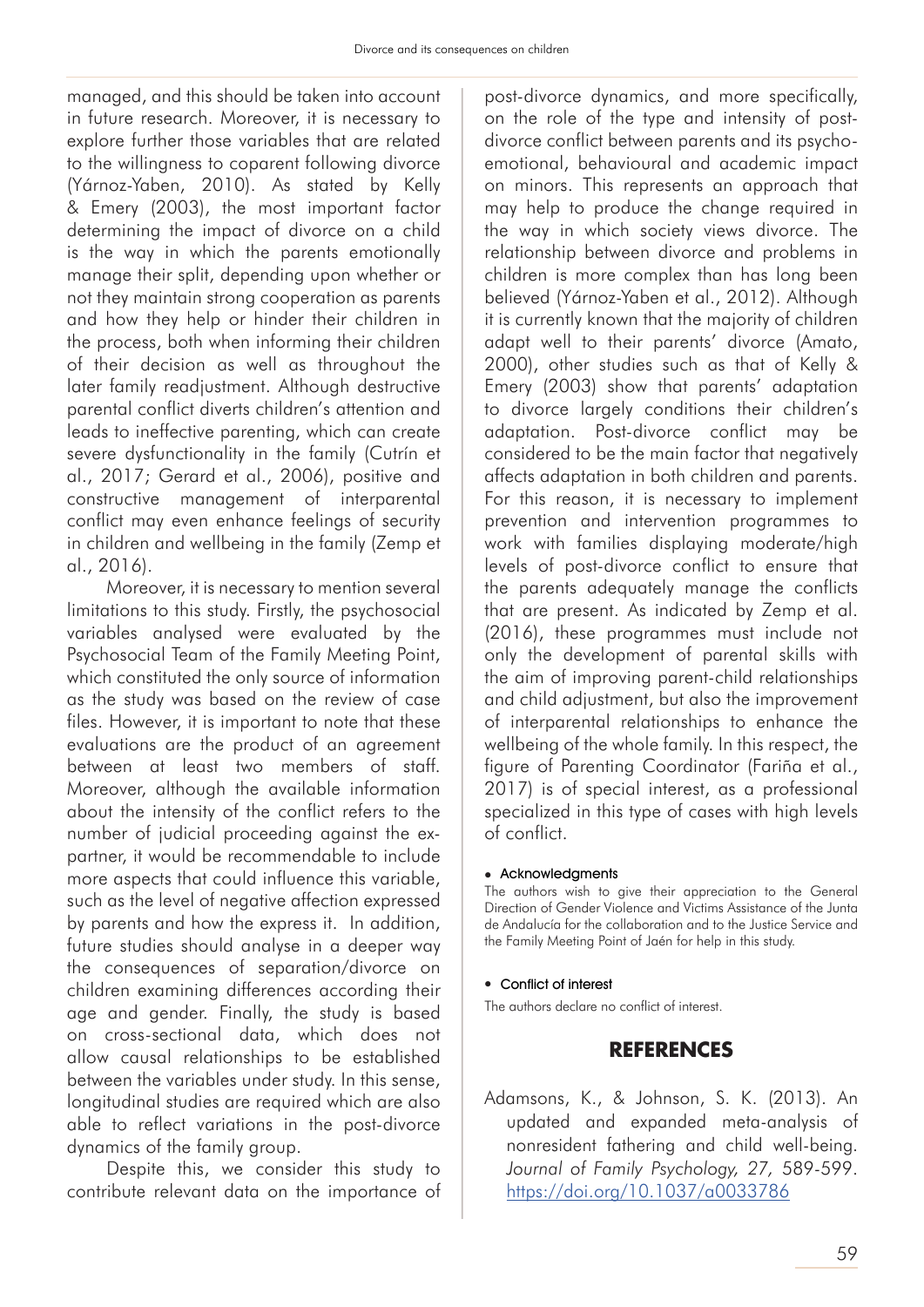managed, and this should be taken into account in future research. Moreover, it is necessary to explore further those variables that are related to the willingness to coparent following divorce (Yárnoz-Yaben, 2010). As stated by Kelly & Emery (2003), the most important factor determining the impact of divorce on a child is the way in which the parents emotionally manage their split, depending upon whether or not they maintain strong cooperation as parents and how they help or hinder their children in the process, both when informing their children of their decision as well as throughout the later family readjustment. Although destructive parental conflict diverts children's attention and leads to ineffective parenting, which can create severe dysfunctionality in the family (Cutrín et al., 2017; Gerard et al., 2006), positive and constructive management of interparental conflict may even enhance feelings of security in children and wellbeing in the family (Zemp et al., 2016).

Moreover, it is necessary to mention several limitations to this study. Firstly, the psychosocial variables analysed were evaluated by the Psychosocial Team of the Family Meeting Point, which constituted the only source of information as the study was based on the review of case files. However, it is important to note that these evaluations are the product of an agreement between at least two members of staff. Moreover, although the available information about the intensity of the conflict refers to the number of judicial proceeding against the ex-partner, it would be recommendable to include more aspects that could influence this variable, such as the level of negative affection expressed by parents and how the express it. In addition, future studies should analyse in a deeper way the consequences of separation/divorce on children examining differences according their age and gender. Finally, the study is based on cross-sectional data, which does not allow causal relationships to be established between the variables under study. In this sense, longitudinal studies are required which are also able to reflect variations in the post-divorce dynamics of the family group.

Despite this, we consider this study to contribute relevant data on the importance of post-divorce dynamics, and more specifically, on the role of the type and intensity of post-divorce conflict between parents and its psycho-emotional, behavioural and academic impact on minors. This represents an approach that may help to produce the change required in the way in which society views divorce. The relationship between divorce and problems in children is more complex than has long been believed (Yárnoz-Yaben et al., 2012). Although it is currently known that the majority of children adapt well to their parents' divorce (Amato, 2000), other studies such as that of Kelly & Emery (2003) show that parents' adaptation to divorce largely conditions their children's adaptation. Post-divorce conflict may be considered to be the main factor that negatively affects adaptation in both children and parents. For this reason, it is necessary to implement prevention and intervention programmes to work with families displaying moderate/high levels of post-divorce conflict to ensure that the parents adequately manage the conflicts that are present. As indicated by Zemp et al. (2016), these programmes must include not only the development of parental skills with the aim of improving parent-child relationships and child adjustment, but also the improvement of interparental relationships to enhance the wellbeing of the whole family. In this respect, the figure of Parenting Coordinator (Fariña et al., 2017) is of special interest, as a professional specialized in this type of cases with high levels of conflict.

- **Acknowledgments**

The authors wish to give their appreciation to the General Direction of Gender Violence and Victims Assistance of the Junta de Andalucía for the collaboration and to the Justice Service and the Family Meeting Point of Jaén for help in this study.

- **Conflict of interest**

The authors declare no conflict of interest.

## REFERENCES

Adamsons, K., & Johnson, S. K. (2013). An updated and expanded meta-analysis of nonresident fathering and child well-being. *Journal of Family Psychology, 27*, 589-599. https://doi.org/10.1037/a0033786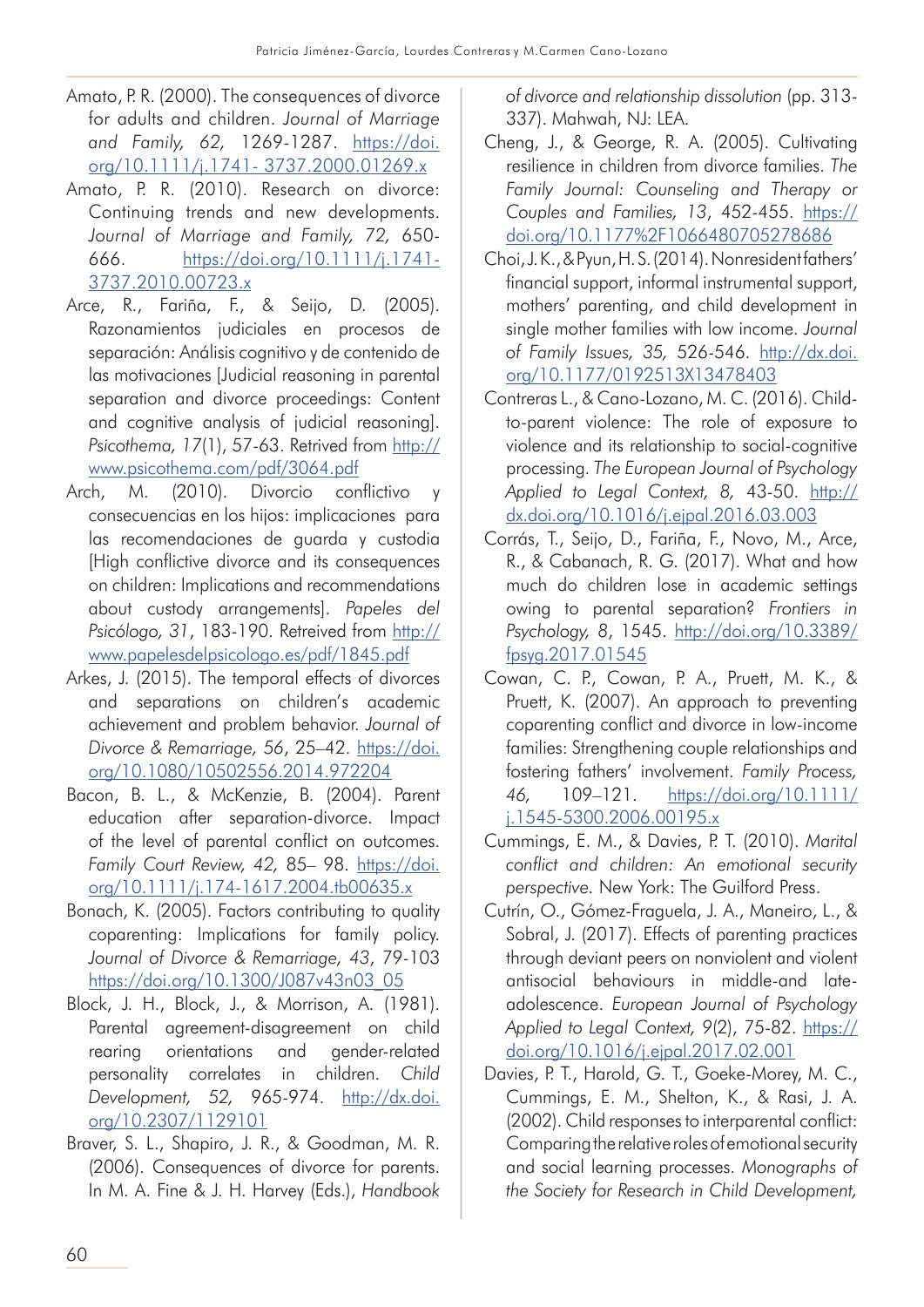Amato, P. R. (2000). The consequences of divorce for adults and children. *Journal of Marriage and Family, 62,* 1269-1287. https://doi.org/10.1111/j.1741- 3737.2000.01269.x

Amato, P. R. (2010). Research on divorce: Continuing trends and new developments. *Journal of Marriage and Family, 72,* 650-666. https://doi.org/10.1111/j.1741-3737.2010.00723.x

Arce, R., Fariña, F., & Seijo, D. (2005). Razonamientos judiciales en procesos de separación: Análisis cognitivo y de contenido de las motivaciones [Judicial reasoning in parental separation and divorce proceedings: Content and cognitive analysis of judicial reasoning]. *Psicothema, 17*(1), 57-63. Retrived from http://www.psicothema.com/pdf/3064.pdf

Arch, M. (2010). Divorcio conflictivo y consecuencias en los hijos: implicaciones para las recomendaciones de guarda y custodia [High conflictive divorce and its consequences on children: Implications and recommendations about custody arrangements]. *Papeles del Psicólogo, 31*, 183-190. Retreived from http://www.papelesdelpsicologo.es/pdf/1845.pdf

Arkes, J. (2015). The temporal effects of divorces and separations on children's academic achievement and problem behavior. *Journal of Divorce & Remarriage, 56*, 25–42. https://doi.org/10.1080/10502556.2014.972204

Bacon, B. L., & McKenzie, B. (2004). Parent education after separation-divorce. Impact of the level of parental conflict on outcomes. *Family Court Review, 42,* 85– 98. https://doi.org/10.1111/j.174-1617.2004.tb00635.x

Bonach, K. (2005). Factors contributing to quality coparenting: Implications for family policy. *Journal of Divorce & Remarriage, 43*, 79-103 https://doi.org/10.1300/J087v43n03_05

Block, J. H., Block, J., & Morrison, A. (1981). Parental agreement-disagreement on child rearing orientations and gender-related personality correlates in children. *Child Development, 52,* 965-974. http://dx.doi.org/10.2307/1129101

Braver, S. L., Shapiro, J. R., & Goodman, M. R. (2006). Consequences of divorce for parents. In M. A. Fine & J. H. Harvey (Eds.), *Handbook of divorce and relationship dissolution* (pp. 313-337). Mahwah, NJ: LEA.

Cheng, J., & George, R. A. (2005). Cultivating resilience in children from divorce families. *The Family Journal: Counseling and Therapy or Couples and Families, 13*, 452-455. https://doi.org/10.1177%2F1066480705278686

Choi, J. K., & Pyun, H. S. (2014). Nonresident fathers' financial support, informal instrumental support, mothers' parenting, and child development in single mother families with low income. *Journal of Family Issues, 35,* 526-546. http://dx.doi.org/10.1177/0192513X13478403

Contreras L., & Cano-Lozano, M. C. (2016). Child-to-parent violence: The role of exposure to violence and its relationship to social-cognitive processing. *The European Journal of Psychology Applied to Legal Context, 8,* 43-50. http://dx.doi.org/10.1016/j.ejpal.2016.03.003

Corrás, T., Seijo, D., Fariña, F., Novo, M., Arce, R., & Cabanach, R. G. (2017). What and how much do children lose in academic settings owing to parental separation? *Frontiers in Psychology, 8*, 1545. http://doi.org/10.3389/fpsyg.2017.01545

Cowan, C. P., Cowan, P. A., Pruett, M. K., & Pruett, K. (2007). An approach to preventing coparenting conflict and divorce in low-income families: Strengthening couple relationships and fostering fathers' involvement. *Family Process, 46,* 109–121. https://doi.org/10.1111/j.1545-5300.2006.00195.x

Cummings, E. M., & Davies, P. T. (2010). *Marital conflict and children: An emotional security perspective.* New York: The Guilford Press.

Cutrín, O., Gómez-Fraguela, J. A., Maneiro, L., & Sobral, J. (2017). Effects of parenting practices through deviant peers on nonviolent and violent antisocial behaviours in middle-and late-adolescence. *European Journal of Psychology Applied to Legal Context, 9*(2), 75-82. https://doi.org/10.1016/j.ejpal.2017.02.001

Davies, P. T., Harold, G. T., Goeke-Morey, M. C., Cummings, E. M., Shelton, K., & Rasi, J. A. (2002). Child responses to interparental conflict: Comparing the relative roles of emotional security and social learning processes. *Monographs of the Society for Research in Child Development,*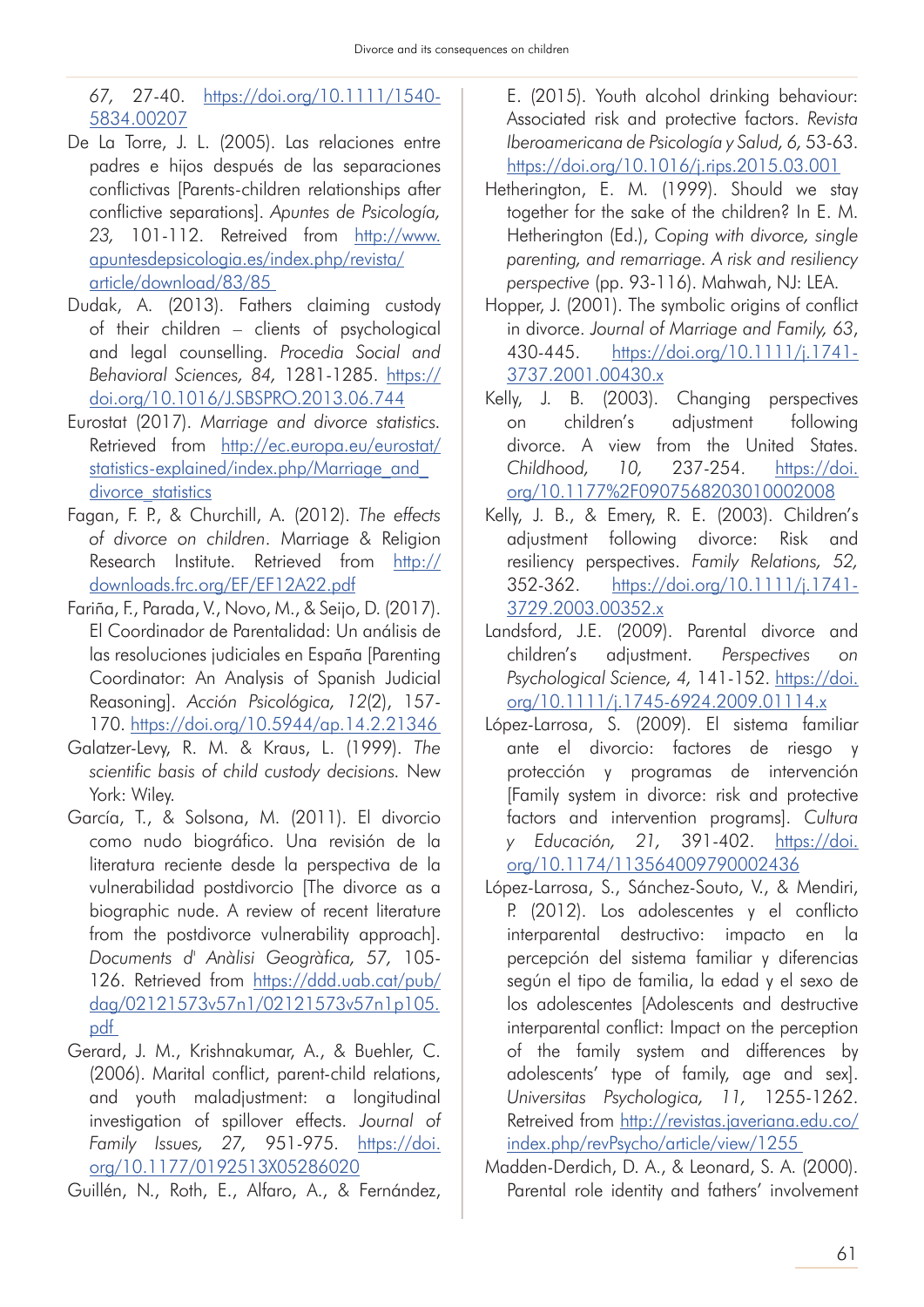67, 27-40. https://doi.org/10.1111/1540-5834.00207

De La Torre, J. L. (2005). Las relaciones entre padres e hijos después de las separaciones conflictivas [Parents-children relationships after conflictive separations]. *Apuntes de Psicología, 23,* 101-112. Retreived from http://www.apuntesdepsicologia.es/index.php/revista/article/download/83/85

Dudak, A. (2013). Fathers claiming custody of their children – clients of psychological and legal counselling. *Procedia Social and Behavioral Sciences, 84,* 1281-1285. https://doi.org/10.1016/J.SBSPRO.2013.06.744

Eurostat (2017). *Marriage and divorce statistics.* Retrieved from http://ec.europa.eu/eurostat/statistics-explained/index.php/Marriage_and_divorce_statistics

Fagan, F. P., & Churchill, A. (2012). *The effects of divorce on children*. Marriage & Religion Research Institute. Retrieved from http://downloads.frc.org/EF/EF12A22.pdf

Fariña, F., Parada, V., Novo, M., & Seijo, D. (2017). El Coordinador de Parentalidad: Un análisis de las resoluciones judiciales en España [Parenting Coordinator: An Analysis of Spanish Judicial Reasoning]. *Acción Psicológica, 12*(2), 157-170. https://doi.org/10.5944/ap.14.2.21346

Galatzer-Levy, R. M. & Kraus, L. (1999). *The scientific basis of child custody decisions.* New York: Wiley.

García, T., & Solsona, M. (2011). El divorcio como nudo biográfico. Una revisión de la literatura reciente desde la perspectiva de la vulnerabilidad postdivorcio [The divorce as a biographic nude. A review of recent literature from the postdivorce vulnerability approach]. *Documents d' Anàlisi Geogràfica, 57,* 105-126. Retrieved from https://ddd.uab.cat/pub/dag/02121573v57n1/02121573v57n1p105.pdf

Gerard, J. M., Krishnakumar, A., & Buehler, C. (2006). Marital conflict, parent-child relations, and youth maladjustment: a longitudinal investigation of spillover effects. *Journal of Family Issues, 27,* 951-975. https://doi.org/10.1177/0192513X05286020

Guillén, N., Roth, E., Alfaro, A., & Fernández, E. (2015). Youth alcohol drinking behaviour: Associated risk and protective factors. *Revista Iberoamericana de Psicología y Salud, 6,* 53-63. https://doi.org/10.1016/j.rips.2015.03.001

Hetherington, E. M. (1999). Should we stay together for the sake of the children? In E. M. Hetherington (Ed.), *Coping with divorce, single parenting, and remarriage. A risk and resiliency perspective* (pp. 93-116). Mahwah, NJ: LEA.

Hopper, J. (2001). The symbolic origins of conflict in divorce. *Journal of Marriage and Family, 63*, 430-445. https://doi.org/10.1111/j.1741-3737.2001.00430.x

Kelly, J. B. (2003). Changing perspectives on children's adjustment following divorce. A view from the United States. *Childhood, 10,* 237-254. https://doi.org/10.1177%2F0907568203010002008

Kelly, J. B., & Emery, R. E. (2003). Children's adjustment following divorce: Risk and resiliency perspectives. *Family Relations, 52,* 352-362. https://doi.org/10.1111/j.1741-3729.2003.00352.x

Landsford, J.E. (2009). Parental divorce and children's adjustment. *Perspectives on Psychological Science, 4,* 141-152. https://doi.org/10.1111/j.1745-6924.2009.01114.x

López-Larrosa, S. (2009). El sistema familiar ante el divorcio: factores de riesgo y protección y programas de intervención [Family system in divorce: risk and protective factors and intervention programs]. *Cultura y Educación, 21,* 391-402. https://doi.org/10.1174/113564009790002436

López-Larrosa, S., Sánchez-Souto, V., & Mendiri, P. (2012). Los adolescentes y el conflicto interparental destructivo: impacto en la percepción del sistema familiar y diferencias según el tipo de familia, la edad y el sexo de los adolescentes [Adolescents and destructive interparental conflict: Impact on the perception of the family system and differences by adolescents' type of family, age and sex]. *Universitas Psychologica, 11,* 1255-1262. Retreived from http://revistas.javeriana.edu.co/index.php/revPsycho/article/view/1255

Madden-Derdich, D. A., & Leonard, S. A. (2000). Parental role identity and fathers' involvement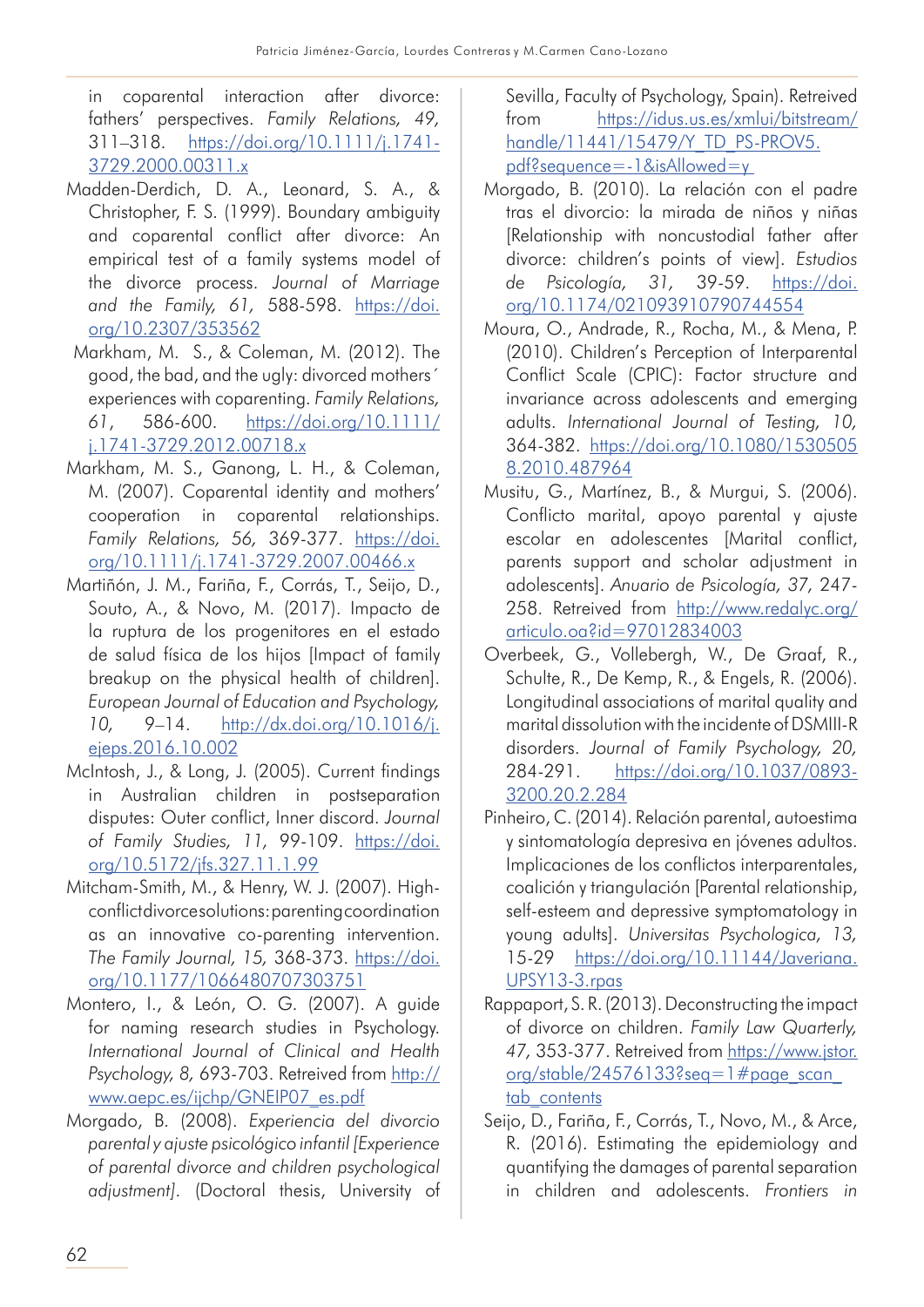in coparental interaction after divorce: fathers' perspectives. *Family Relations, 49,* 311–318. https://doi.org/10.1111/j.1741-3729.2000.00311.x

Madden-Derdich, D. A., Leonard, S. A., & Christopher, F. S. (1999). Boundary ambiguity and coparental conflict after divorce: An empirical test of a family systems model of the divorce process. *Journal of Marriage and the Family, 61,* 588-598. https://doi.org/10.2307/353562

Markham, M. S., & Coleman, M. (2012). The good, the bad, and the ugly: divorced mothers´ experiences with coparenting. *Family Relations, 61,* 586-600. https://doi.org/10.1111/j.1741-3729.2012.00718.x

Markham, M. S., Ganong, L. H., & Coleman, M. (2007). Coparental identity and mothers' cooperation in coparental relationships. *Family Relations, 56,* 369-377. https://doi.org/10.1111/j.1741-3729.2007.00466.x

Martiñón, J. M., Fariña, F., Corrás, T., Seijo, D., Souto, A., & Novo, M. (2017). Impacto de la ruptura de los progenitores en el estado de salud física de los hijos [Impact of family breakup on the physical health of children]. *European Journal of Education and Psychology, 10,* 9–14. http://dx.doi.org/10.1016/j.ejeps.2016.10.002

McIntosh, J., & Long, J. (2005). Current findings in Australian children in postseparation disputes: Outer conflict, Inner discord. *Journal of Family Studies, 11,* 99-109. https://doi.org/10.5172/jfs.327.11.1.99

Mitcham-Smith, M., & Henry, W. J. (2007). High-conflict divorce solutions: parenting coordination as an innovative co-parenting intervention. *The Family Journal, 15,* 368-373. https://doi.org/10.1177/1066480707303751

Montero, I., & León, O. G. (2007). A guide for naming research studies in Psychology. *International Journal of Clinical and Health Psychology, 8,* 693-703. Retreived from http://www.aepc.es/ijchp/GNEIP07_es.pdf

Morgado, B. (2008). *Experiencia del divorcio parental y ajuste psicológico infantil [Experience of parental divorce and children psychological adjustment].* (Doctoral thesis, University of Sevilla, Faculty of Psychology, Spain). Retreived from https://idus.us.es/xmlui/bitstream/handle/11441/15479/Y_TD_PS-PROV5.pdf?sequence=-1&isAllowed=y

Morgado, B. (2010). La relación con el padre tras el divorcio: la mirada de niños y niñas [Relationship with noncustodial father after divorce: children's points of view]. *Estudios de Psicología, 31,* 39-59. https://doi.org/10.1174/021093910790744554

Moura, O., Andrade, R., Rocha, M., & Mena, P. (2010). Children's Perception of Interparental Conflict Scale (CPIC): Factor structure and invariance across adolescents and emerging adults. *International Journal of Testing, 10,* 364-382. https://doi.org/10.1080/15305058.2010.487964

Musitu, G., Martínez, B., & Murgui, S. (2006). Conflicto marital, apoyo parental y ajuste escolar en adolescentes [Marital conflict, parents support and scholar adjustment in adolescents]. *Anuario de Psicología, 37,* 247-258. Retreived from http://www.redalyc.org/articulo.oa?id=97012834003

Overbeek, G., Vollebergh, W., De Graaf, R., Schulte, R., De Kemp, R., & Engels, R. (2006). Longitudinal associations of marital quality and marital dissolution with the incidente of DSMIII-R disorders. *Journal of Family Psychology, 20,* 284-291. https://doi.org/10.1037/0893-3200.20.2.284

Pinheiro, C. (2014). Relación parental, autoestima y sintomatología depresiva en jóvenes adultos. Implicaciones de los conflictos interparentales, coalición y triangulación [Parental relationship, self-esteem and depressive symptomatology in young adults]. *Universitas Psychologica, 13,* 15-29 https://doi.org/10.11144/Javeriana.UPSY13-3.rpas

Rappaport, S. R. (2013). Deconstructing the impact of divorce on children. *Family Law Quarterly, 47,* 353-377. Retreived from https://www.jstor.org/stable/24576133?seq=1#page_scan_tab_contents

Seijo, D., Fariña, F., Corrás, T., Novo, M., & Arce, R. (2016). Estimating the epidemiology and quantifying the damages of parental separation in children and adolescents. *Frontiers in*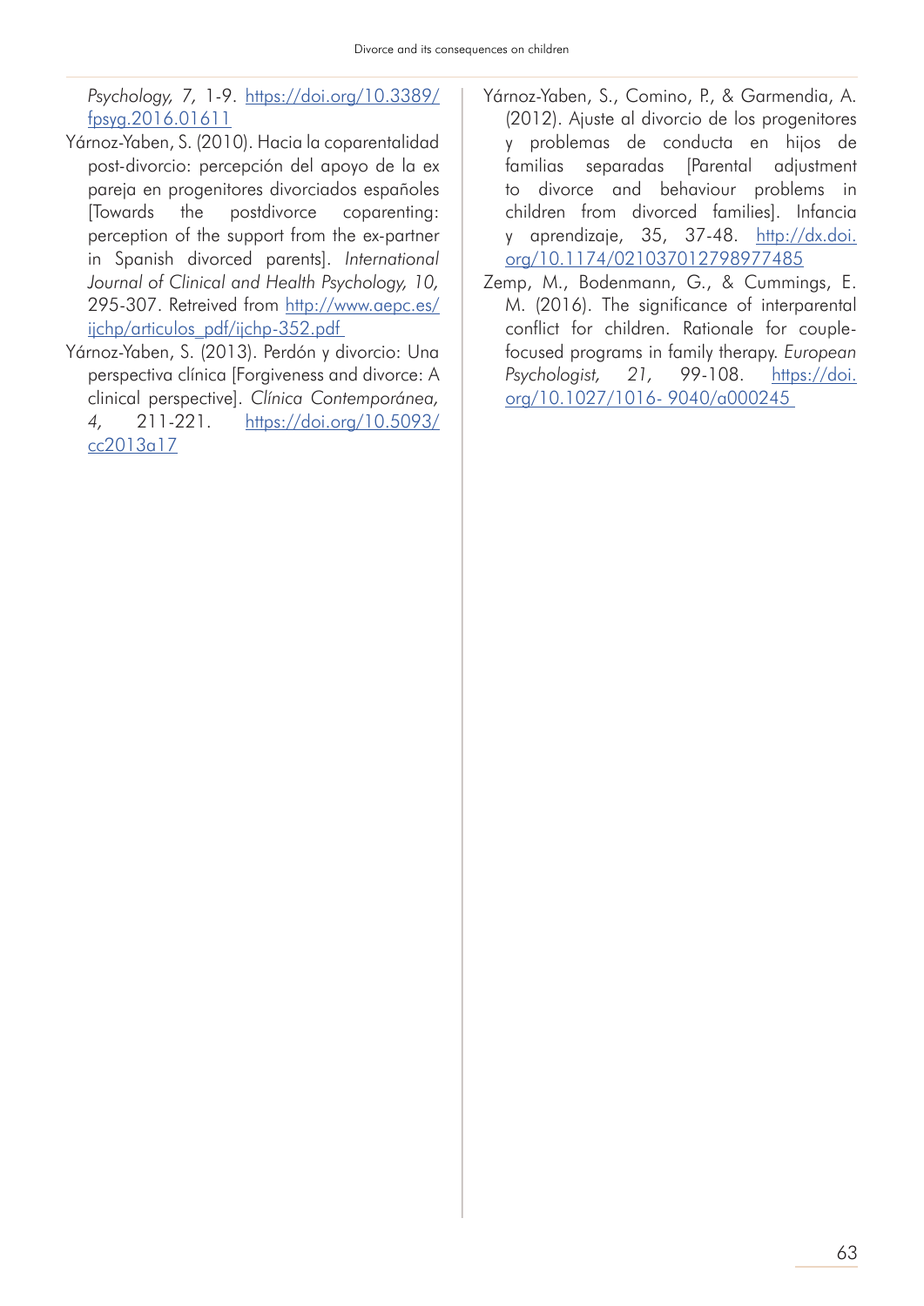*Psychology, 7*, 1-9. https://doi.org/10.3389/fpsyg.2016.01611

Yárnoz-Yaben, S. (2010). Hacia la coparentalidad post-divorcio: percepción del apoyo de la ex pareja en progenitores divorciados españoles [Towards the postdivorce coparenting: perception of the support from the ex-partner in Spanish divorced parents]. *International Journal of Clinical and Health Psychology, 10*, 295-307. Retreived from http://www.aepc.es/ijchp/articulos_pdf/ijchp-352.pdf

Yárnoz-Yaben, S. (2013). Perdón y divorcio: Una perspectiva clínica [Forgiveness and divorce: A clinical perspective]. *Clínica Contemporánea, 4*, 211-221. https://doi.org/10.5093/cc2013a17

Yárnoz-Yaben, S., Comino, P., & Garmendia, A. (2012). Ajuste al divorcio de los progenitores y problemas de conducta en hijos de familias separadas [Parental adjustment to divorce and behaviour problems in children from divorced families]. Infancia y aprendizaje, 35, 37-48. http://dx.doi.org/10.1174/021037012798977485

Zemp, M., Bodenmann, G., & Cummings, E. M. (2016). The significance of interparental conflict for children. Rationale for couple-focused programs in family therapy. *European Psychologist, 21*, 99-108. https://doi.org/10.1027/1016- 9040/a000245